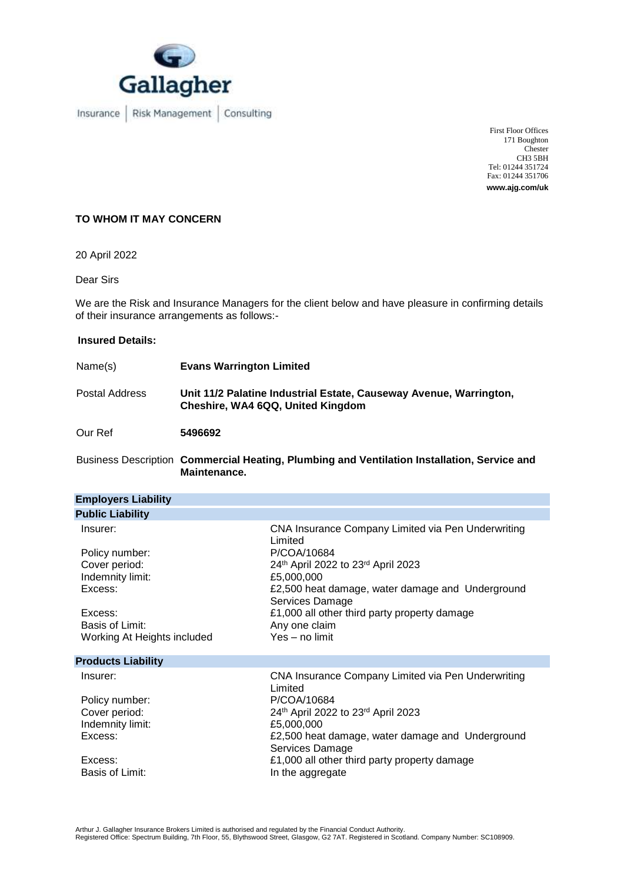**Gallagher**

Insurance | Risk Management | Consulting

First Floor Offices
171 Boughton
Chester
CH3 5BH
Tel: 01244 351724
Fax: 01244 351706
**www.ajg.com/uk**

**TO WHOM IT MAY CONCERN**

20 April 2022

Dear Sirs

We are the Risk and Insurance Managers for the client below and have pleasure in confirming details of their insurance arrangements as follows:-

**Insured Details:**

| | |
|---|---|
| Name(s) | **Evans Warrington Limited** |
| Postal Address | **Unit 11/2 Palatine Industrial Estate, Causeway Avenue, Warrington, Cheshire, WA4 6QQ, United Kingdom** |
| Our Ref | **5496692** |
| Business Description | **Commercial Heating, Plumbing and Ventilation Installation, Service and Maintenance.** |

**Employers Liability**

**Public Liability**

| | |
|---|---|
| Insurer: | CNA Insurance Company Limited via Pen Underwriting Limited |
| Policy number: | P/COA/10684 |
| Cover period: | 24th April 2022 to 23rd April 2023 |
| Indemnity limit: | £5,000,000 |
| Excess: | £2,500 heat damage, water damage and Underground Services Damage |
| Excess: | £1,000 all other third party property damage |
| Basis of Limit: | Any one claim |
| Working At Heights included | Yes – no limit |

**Products Liability**

| | |
|---|---|
| Insurer: | CNA Insurance Company Limited via Pen Underwriting Limited |
| Policy number: | P/COA/10684 |
| Cover period: | 24th April 2022 to 23rd April 2023 |
| Indemnity limit: | £5,000,000 |
| Excess: | £2,500 heat damage, water damage and Underground Services Damage |
| Excess: | £1,000 all other third party property damage |
| Basis of Limit: | In the aggregate |

Arthur J. Gallagher Insurance Brokers Limited is authorised and regulated by the Financial Conduct Authority.
Registered Office: Spectrum Building, 7th Floor, 55, Blythswood Street, Glasgow, G2 7AT. Registered in Scotland. Company Number: SC108909.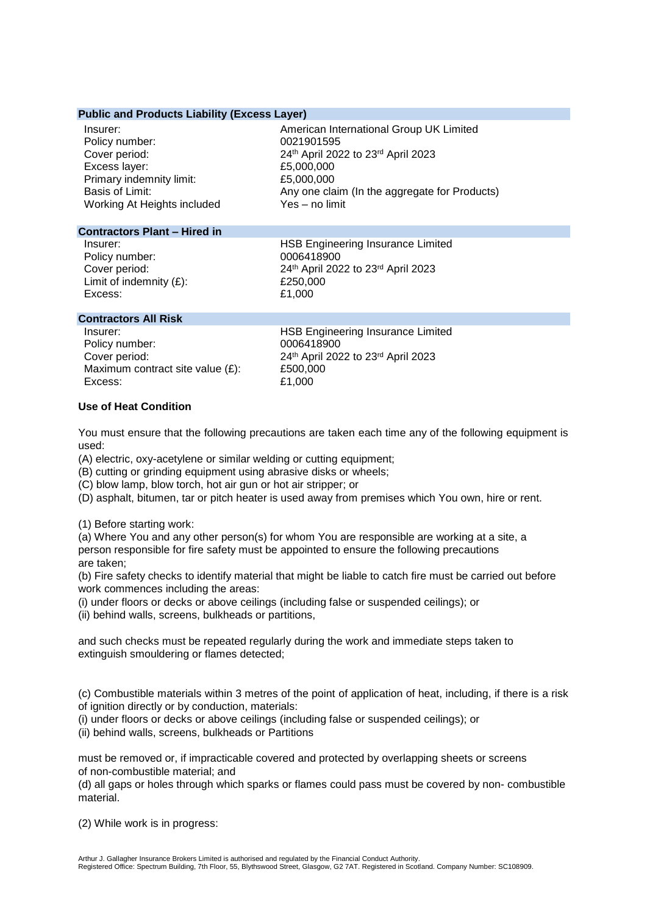### Public and Products Liability (Excess Layer)

| | |
|---|---|
| Insurer: | American International Group UK Limited |
| Policy number: | 0021901595 |
| Cover period: | 24th April 2022 to 23rd April 2023 |
| Excess layer: | £5,000,000 |
| Primary indemnity limit: | £5,000,000 |
| Basis of Limit: | Any one claim (In the aggregate for Products) |
| Working At Heights included | Yes – no limit |

### Contractors Plant – Hired in

| | |
|---|---|
| Insurer: | HSB Engineering Insurance Limited |
| Policy number: | 0006418900 |
| Cover period: | 24th April 2022 to 23rd April 2023 |
| Limit of indemnity (£): | £250,000 |
| Excess: | £1,000 |

### Contractors All Risk

| | |
|---|---|
| Insurer: | HSB Engineering Insurance Limited |
| Policy number: | 0006418900 |
| Cover period: | 24th April 2022 to 23rd April 2023 |
| Maximum contract site value (£): | £500,000 |
| Excess: | £1,000 |

**Use of Heat Condition**

You must ensure that the following precautions are taken each time any of the following equipment is used:

(A) electric, oxy-acetylene or similar welding or cutting equipment;
(B) cutting or grinding equipment using abrasive disks or wheels;
(C) blow lamp, blow torch, hot air gun or hot air stripper; or
(D) asphalt, bitumen, tar or pitch heater is used away from premises which You own, hire or rent.

(1) Before starting work:
(a) Where You and any other person(s) for whom You are responsible are working at a site, a person responsible for fire safety must be appointed to ensure the following precautions are taken;
(b) Fire safety checks to identify material that might be liable to catch fire must be carried out before work commences including the areas:
(i) under floors or decks or above ceilings (including false or suspended ceilings); or
(ii) behind walls, screens, bulkheads or partitions,

and such checks must be repeated regularly during the work and immediate steps taken to extinguish smouldering or flames detected;

(c) Combustible materials within 3 metres of the point of application of heat, including, if there is a risk of ignition directly or by conduction, materials:
(i) under floors or decks or above ceilings (including false or suspended ceilings); or
(ii) behind walls, screens, bulkheads or Partitions

must be removed or, if impracticable covered and protected by overlapping sheets or screens of non-combustible material; and
(d) all gaps or holes through which sparks or flames could pass must be covered by non- combustible material.

(2) While work is in progress: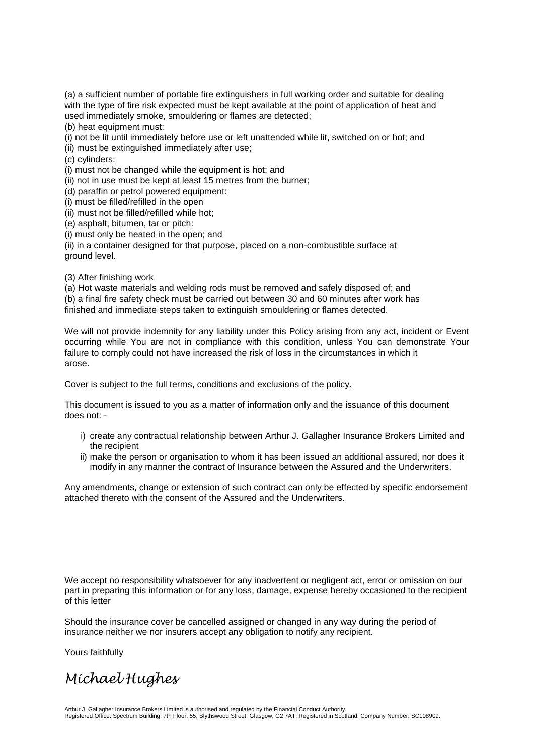(a) a sufficient number of portable fire extinguishers in full working order and suitable for dealing with the type of fire risk expected must be kept available at the point of application of heat and used immediately smoke, smouldering or flames are detected;

(b) heat equipment must:

(i) not be lit until immediately before use or left unattended while lit, switched on or hot; and

(ii) must be extinguished immediately after use;

(c) cylinders:

(i) must not be changed while the equipment is hot; and

(ii) not in use must be kept at least 15 metres from the burner;

(d) paraffin or petrol powered equipment:

(i) must be filled/refilled in the open

(ii) must not be filled/refilled while hot;

(e) asphalt, bitumen, tar or pitch:

(i) must only be heated in the open; and

(ii) in a container designed for that purpose, placed on a non-combustible surface at ground level.

(3) After finishing work

(a) Hot waste materials and welding rods must be removed and safely disposed of; and

(b) a final fire safety check must be carried out between 30 and 60 minutes after work has finished and immediate steps taken to extinguish smouldering or flames detected.

We will not provide indemnity for any liability under this Policy arising from any act, incident or Event occurring while You are not in compliance with this condition, unless You can demonstrate Your failure to comply could not have increased the risk of loss in the circumstances in which it arose.

Cover is subject to the full terms, conditions and exclusions of the policy.

This document is issued to you as a matter of information only and the issuance of this document does not: -

i) create any contractual relationship between Arthur J. Gallagher Insurance Brokers Limited and the recipient
ii) make the person or organisation to whom it has been issued an additional assured, nor does it modify in any manner the contract of Insurance between the Assured and the Underwriters.

Any amendments, change or extension of such contract can only be effected by specific endorsement attached thereto with the consent of the Assured and the Underwriters.

We accept no responsibility whatsoever for any inadvertent or negligent act, error or omission on our part in preparing this information or for any loss, damage, expense hereby occasioned to the recipient of this letter

Should the insurance cover be cancelled assigned or changed in any way during the period of insurance neither we nor insurers accept any obligation to notify any recipient.

Yours faithfully

*Michael Hughes*

Arthur J. Gallagher Insurance Brokers Limited is authorised and regulated by the Financial Conduct Authority.
Registered Office: Spectrum Building, 7th Floor, 55, Blythswood Street, Glasgow, G2 7AT. Registered in Scotland. Company Number: SC108909.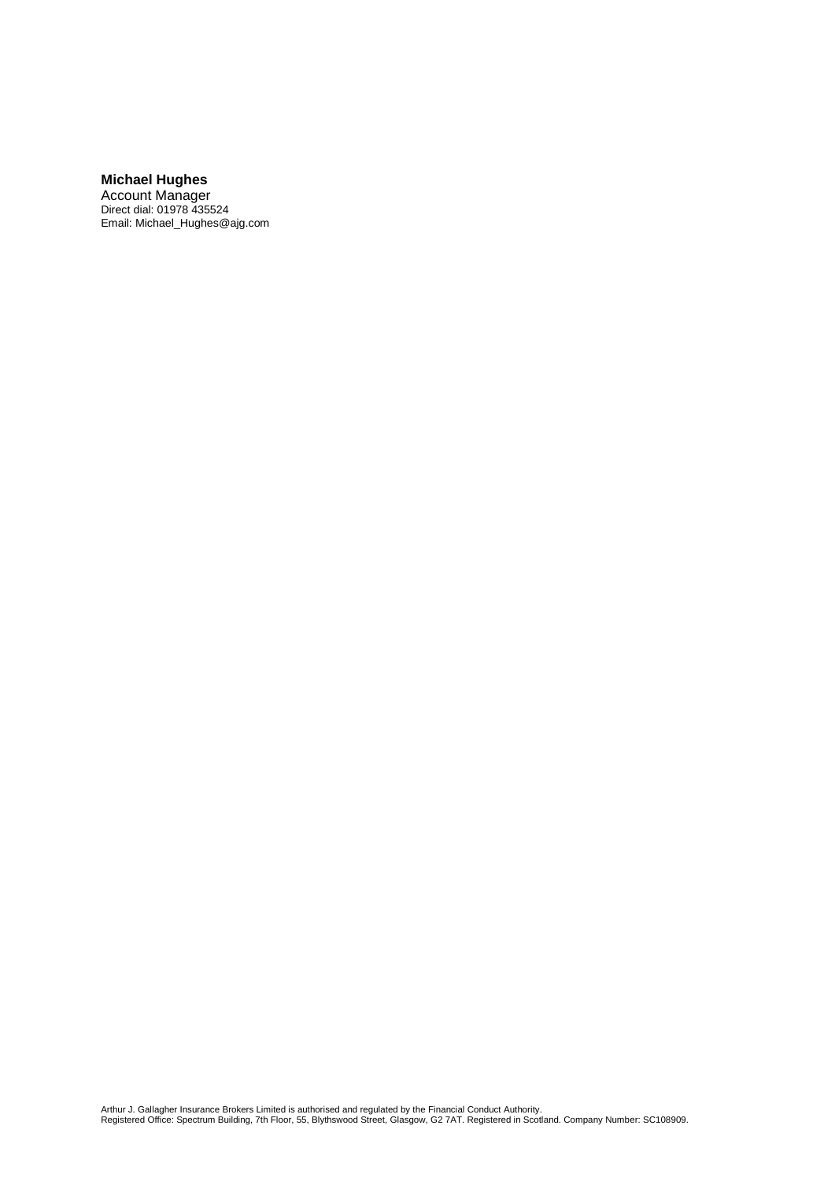**Michael Hughes**
Account Manager
Direct dial: 01978 435524
Email: Michael_Hughes@ajg.com

Arthur J. Gallagher Insurance Brokers Limited is authorised and regulated by the Financial Conduct Authority.
Registered Office: Spectrum Building, 7th Floor, 55, Blythswood Street, Glasgow, G2 7AT. Registered in Scotland. Company Number: SC108909.